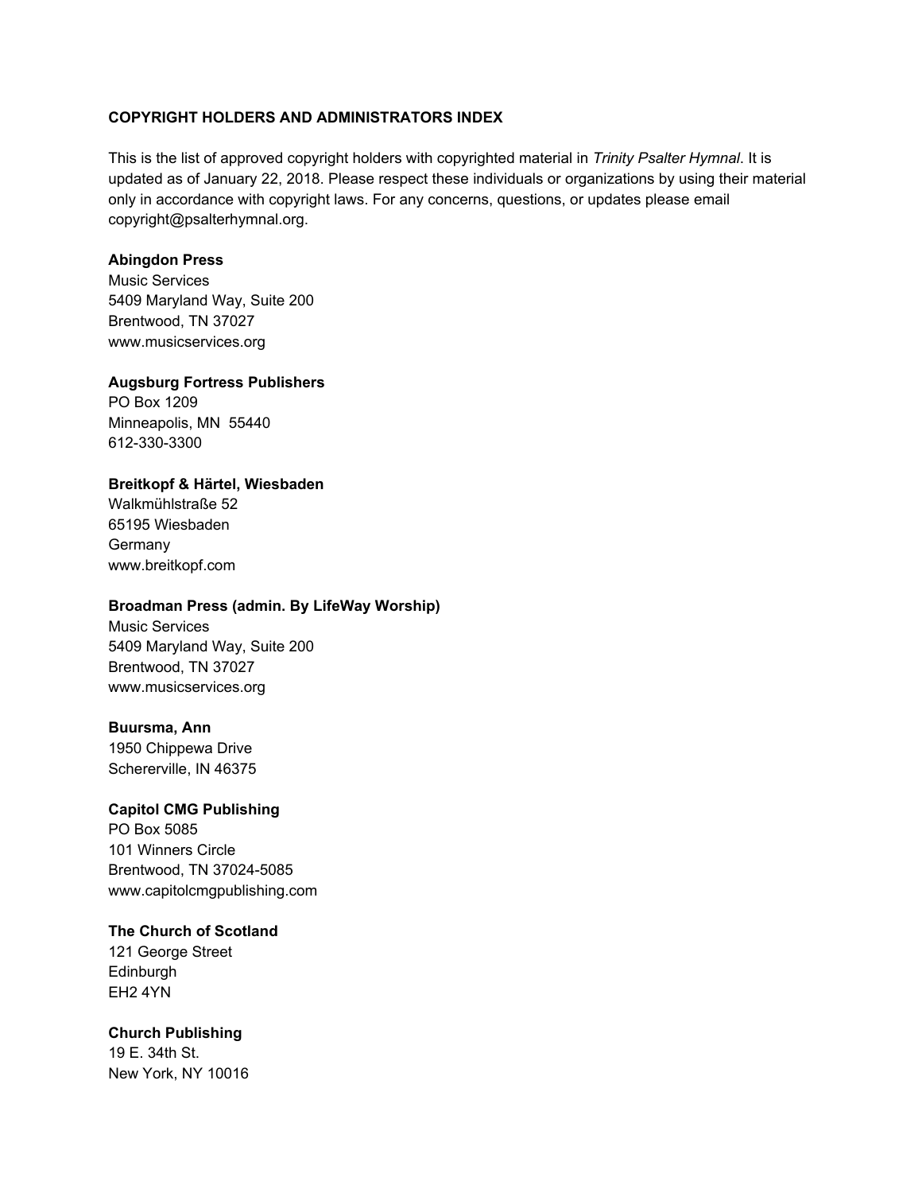# COPYRIGHT HOLDERS AND ADMINISTRATORS INDEX

This is the list of approved copyright holders with copyrighted material in *Trinity Psalter Hymnal*. It is updated as of January 22, 2018. Please respect these individuals or organizations by using their material only in accordance with copyright laws. For any concerns, questions, or updates please email copyright@psalterhymnal.org.

**Abingdon Press**
Music Services
5409 Maryland Way, Suite 200
Brentwood, TN 37027
www.musicservices.org

**Augsburg Fortress Publishers**
PO Box 1209
Minneapolis, MN 55440
612-330-3300

**Breitkopf & Härtel, Wiesbaden**
Walkmühlstraße 52
65195 Wiesbaden
Germany
www.breitkopf.com

**Broadman Press (admin. By LifeWay Worship)**
Music Services
5409 Maryland Way, Suite 200
Brentwood, TN 37027
www.musicservices.org

**Buursma, Ann**
1950 Chippewa Drive
Schererville, IN 46375

**Capitol CMG Publishing**
PO Box 5085
101 Winners Circle
Brentwood, TN 37024-5085
www.capitolcmgpublishing.com

**The Church of Scotland**
121 George Street
Edinburgh
EH2 4YN

**Church Publishing**
19 E. 34th St.
New York, NY 10016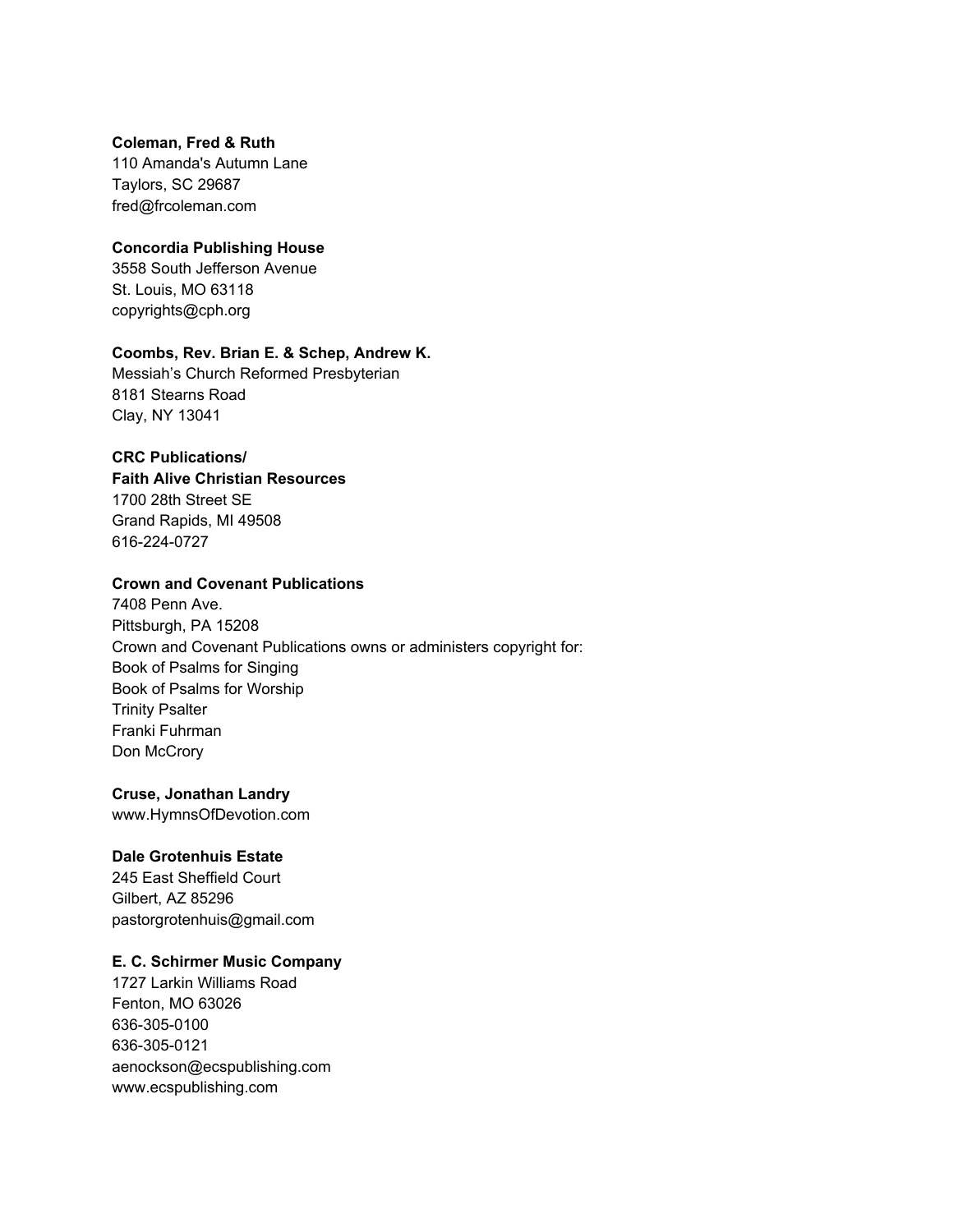**Coleman, Fred & Ruth**
110 Amanda's Autumn Lane
Taylors, SC 29687
fred@frcoleman.com

**Concordia Publishing House**
3558 South Jefferson Avenue
St. Louis, MO 63118
copyrights@cph.org

**Coombs, Rev. Brian E. & Schep, Andrew K.**
Messiah's Church Reformed Presbyterian
8181 Stearns Road
Clay, NY 13041

**CRC Publications/**
**Faith Alive Christian Resources**
1700 28th Street SE
Grand Rapids, MI 49508
616-224-0727

**Crown and Covenant Publications**
7408 Penn Ave.
Pittsburgh, PA 15208
Crown and Covenant Publications owns or administers copyright for:
Book of Psalms for Singing
Book of Psalms for Worship
Trinity Psalter
Franki Fuhrman
Don McCrory

**Cruse, Jonathan Landry**
www.HymnsOfDevotion.com

**Dale Grotenhuis Estate**
245 East Sheffield Court
Gilbert, AZ 85296
pastorgrotenhuis@gmail.com

**E. C. Schirmer Music Company**
1727 Larkin Williams Road
Fenton, MO 63026
636-305-0100
636-305-0121
aenockson@ecspublishing.com
www.ecspublishing.com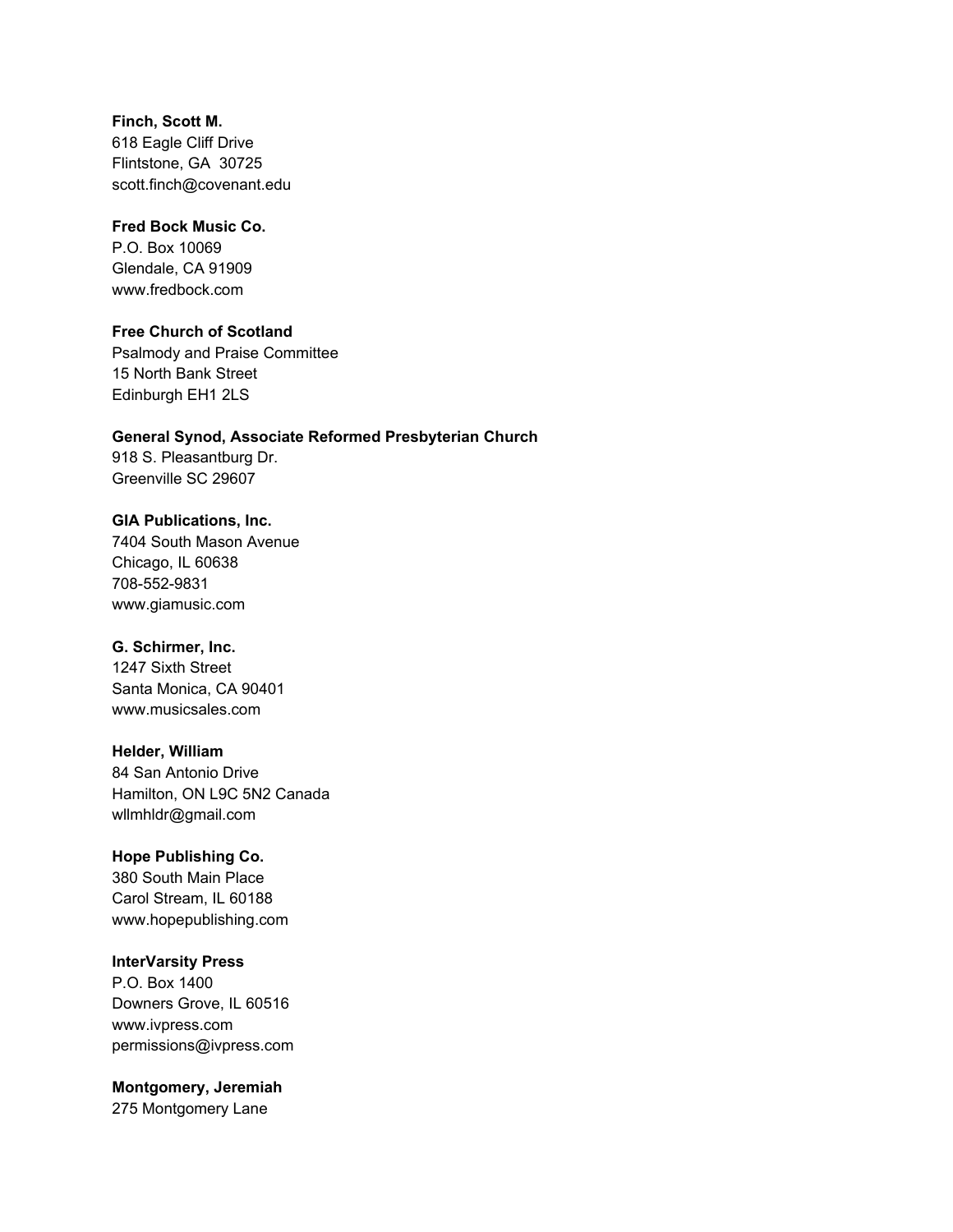**Finch, Scott M.**
618 Eagle Cliff Drive
Flintstone, GA  30725
scott.finch@covenant.edu

**Fred Bock Music Co.**
P.O. Box 10069
Glendale, CA 91909
www.fredbock.com

**Free Church of Scotland**
Psalmody and Praise Committee
15 North Bank Street
Edinburgh EH1 2LS

**General Synod, Associate Reformed Presbyterian Church**
918 S. Pleasantburg Dr.
Greenville SC 29607

**GIA Publications, Inc.**
7404 South Mason Avenue
Chicago, IL 60638
708-552-9831
www.giamusic.com

**G. Schirmer, Inc.**
1247 Sixth Street
Santa Monica, CA 90401
www.musicsales.com

**Helder, William**
84 San Antonio Drive
Hamilton, ON L9C 5N2 Canada
wllmhldr@gmail.com

**Hope Publishing Co.**
380 South Main Place
Carol Stream, IL 60188
www.hopepublishing.com

**InterVarsity Press**
P.O. Box 1400
Downers Grove, IL 60516
www.ivpress.com
permissions@ivpress.com

**Montgomery, Jeremiah**
275 Montgomery Lane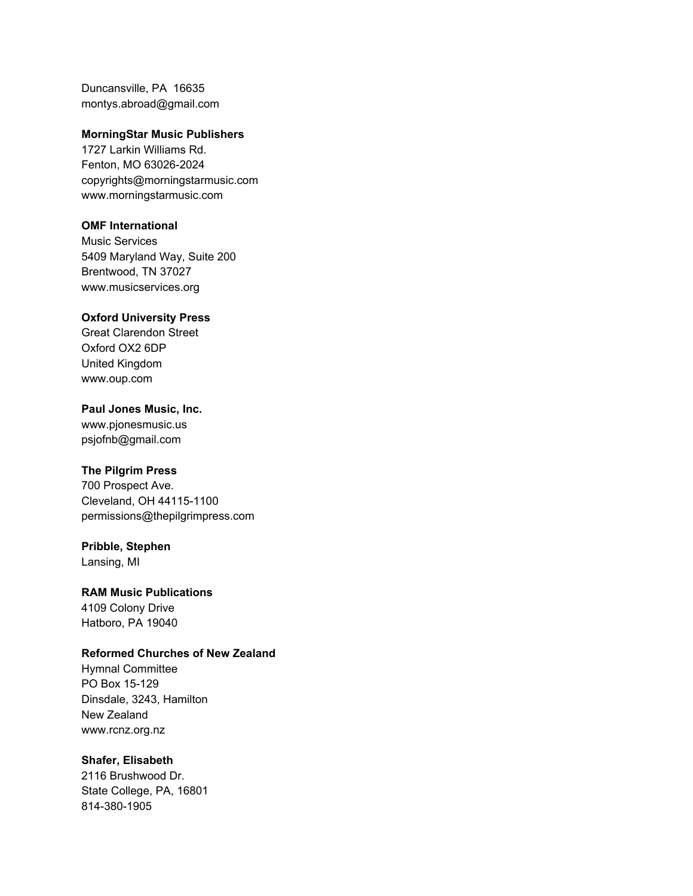Duncansville, PA  16635
montys.abroad@gmail.com

**MorningStar Music Publishers**
1727 Larkin Williams Rd.
Fenton, MO 63026-2024
copyrights@morningstarmusic.com
www.morningstarmusic.com

**OMF International**
Music Services
5409 Maryland Way, Suite 200
Brentwood, TN 37027
www.musicservices.org

**Oxford University Press**
Great Clarendon Street
Oxford OX2 6DP
United Kingdom
www.oup.com

**Paul Jones Music, Inc.**
www.pjonesmusic.us
psjofnb@gmail.com

**The Pilgrim Press**
700 Prospect Ave.
Cleveland, OH 44115-1100
permissions@thepilgrimpress.com

**Pribble, Stephen**
Lansing, MI

**RAM Music Publications**
4109 Colony Drive
Hatboro, PA 19040

**Reformed Churches of New Zealand**
Hymnal Committee
PO Box 15-129
Dinsdale, 3243, Hamilton
New Zealand
www.rcnz.org.nz

**Shafer, Elisabeth**
2116 Brushwood Dr.
State College, PA, 16801
814-380-1905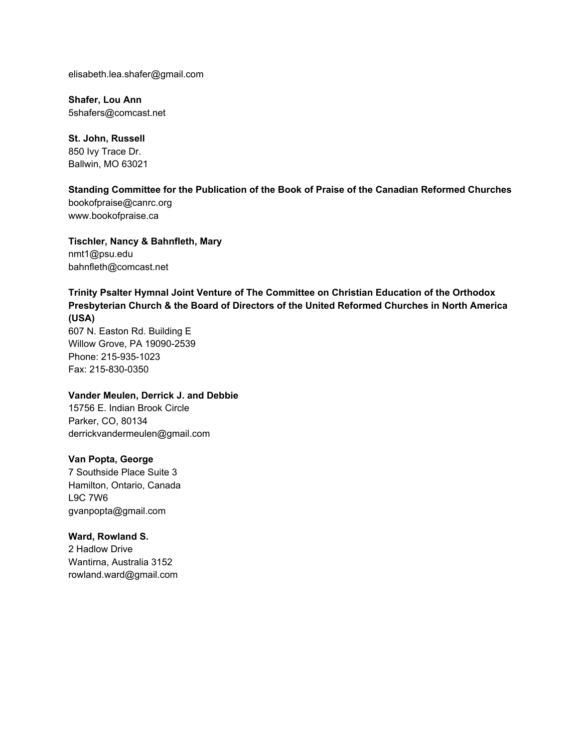elisabeth.lea.shafer@gmail.com

**Shafer, Lou Ann**
5shafers@comcast.net

**St. John, Russell**
850 Ivy Trace Dr.
Ballwin, MO 63021

**Standing Committee for the Publication of the Book of Praise of the Canadian Reformed Churches**
bookofpraise@canrc.org
www.bookofpraise.ca

**Tischler, Nancy & Bahnfleth, Mary**
nmt1@psu.edu
bahnfleth@comcast.net

**Trinity Psalter Hymnal Joint Venture of The Committee on Christian Education of the Orthodox Presbyterian Church & the Board of Directors of the United Reformed Churches in North America (USA)**
607 N. Easton Rd. Building E
Willow Grove, PA 19090-2539
Phone: 215-935-1023
Fax: 215-830-0350

**Vander Meulen, Derrick J. and Debbie**
15756 E. Indian Brook Circle
Parker, CO, 80134
derrickvandermeulen@gmail.com

**Van Popta, George**
7 Southside Place Suite 3
Hamilton, Ontario, Canada
L9C 7W6
gvanpopta@gmail.com

**Ward, Rowland S.**
2 Hadlow Drive
Wantirna, Australia 3152
rowland.ward@gmail.com